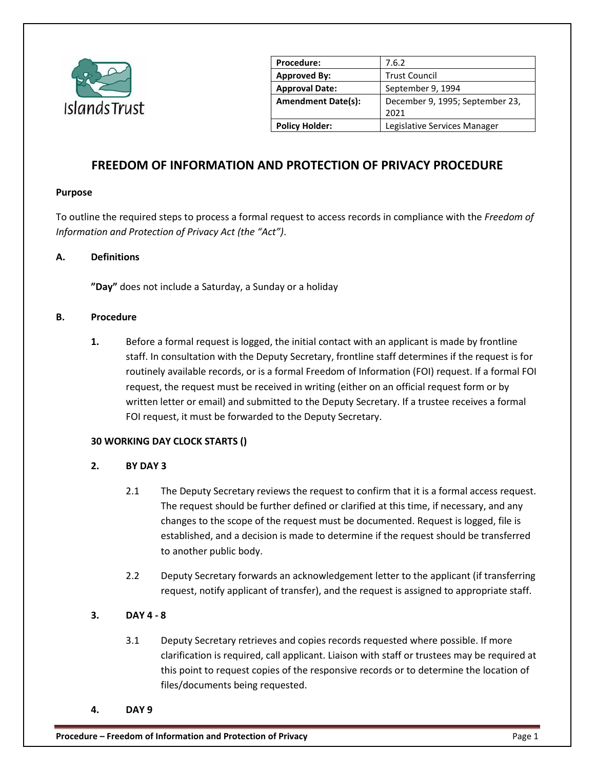Islands Trust

| Procedure: | 7.6.2 |
|---|---|
| Approved By: | Trust Council |
| Approval Date: | September 9, 1994 |
| Amendment Date(s): | December 9, 1995; September 23, 2021 |
| Policy Holder: | Legislative Services Manager |

# FREEDOM OF INFORMATION AND PROTECTION OF PRIVACY PROCEDURE

**Purpose**

To outline the required steps to process a formal request to access records in compliance with the *Freedom of Information and Protection of Privacy Act (the "Act")*.

**A. Definitions**

**"Day"** does not include a Saturday, a Sunday or a holiday

**B. Procedure**

**1.** Before a formal request is logged, the initial contact with an applicant is made by frontline staff. In consultation with the Deputy Secretary, frontline staff determines if the request is for routinely available records, or is a formal Freedom of Information (FOI) request. If a formal FOI request, the request must be received in writing (either on an official request form or by written letter or email) and submitted to the Deputy Secretary. If a trustee receives a formal FOI request, it must be forwarded to the Deputy Secretary.

**30 WORKING DAY CLOCK STARTS ()**

**2. BY DAY 3**

2.1 The Deputy Secretary reviews the request to confirm that it is a formal access request. The request should be further defined or clarified at this time, if necessary, and any changes to the scope of the request must be documented. Request is logged, file is established, and a decision is made to determine if the request should be transferred to another public body.

2.2 Deputy Secretary forwards an acknowledgement letter to the applicant (if transferring request, notify applicant of transfer), and the request is assigned to appropriate staff.

**3. DAY 4 - 8**

3.1 Deputy Secretary retrieves and copies records requested where possible. If more clarification is required, call applicant. Liaison with staff or trustees may be required at this point to request copies of the responsive records or to determine the location of files/documents being requested.

**4. DAY 9**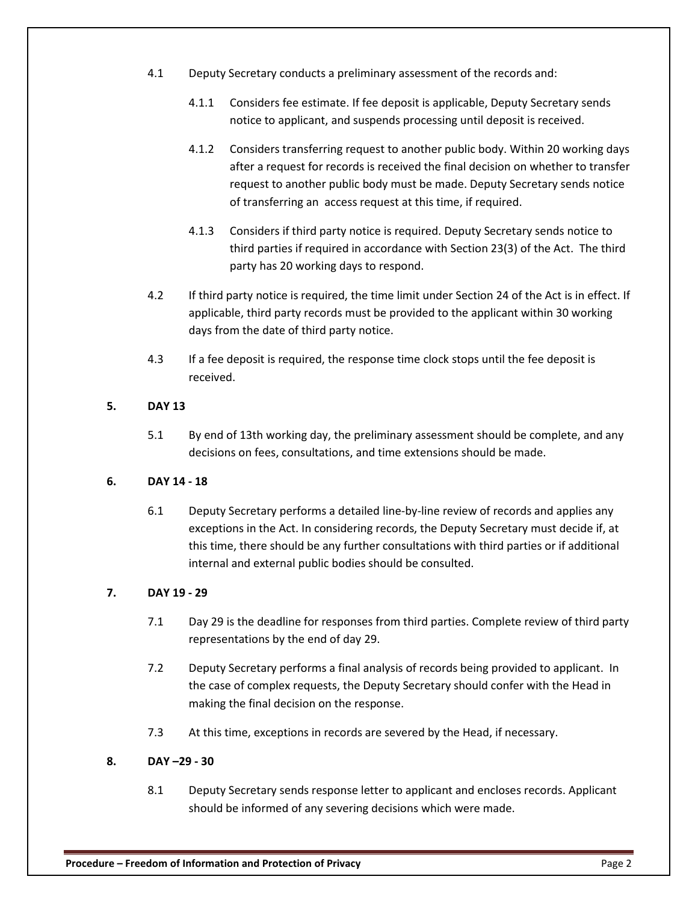4.1 Deputy Secretary conducts a preliminary assessment of the records and:

4.1.1 Considers fee estimate. If fee deposit is applicable, Deputy Secretary sends notice to applicant, and suspends processing until deposit is received.

4.1.2 Considers transferring request to another public body. Within 20 working days after a request for records is received the final decision on whether to transfer request to another public body must be made. Deputy Secretary sends notice of transferring an access request at this time, if required.

4.1.3 Considers if third party notice is required. Deputy Secretary sends notice to third parties if required in accordance with Section 23(3) of the Act. The third party has 20 working days to respond.

4.2 If third party notice is required, the time limit under Section 24 of the Act is in effect. If applicable, third party records must be provided to the applicant within 30 working days from the date of third party notice.

4.3 If a fee deposit is required, the response time clock stops until the fee deposit is received.

**5. DAY 13**

5.1 By end of 13th working day, the preliminary assessment should be complete, and any decisions on fees, consultations, and time extensions should be made.

**6. DAY 14 - 18**

6.1 Deputy Secretary performs a detailed line-by-line review of records and applies any exceptions in the Act. In considering records, the Deputy Secretary must decide if, at this time, there should be any further consultations with third parties or if additional internal and external public bodies should be consulted.

**7. DAY 19 - 29**

7.1 Day 29 is the deadline for responses from third parties. Complete review of third party representations by the end of day 29.

7.2 Deputy Secretary performs a final analysis of records being provided to applicant. In the case of complex requests, the Deputy Secretary should confer with the Head in making the final decision on the response.

7.3 At this time, exceptions in records are severed by the Head, if necessary.

**8. DAY –29 - 30**

8.1 Deputy Secretary sends response letter to applicant and encloses records. Applicant should be informed of any severing decisions which were made.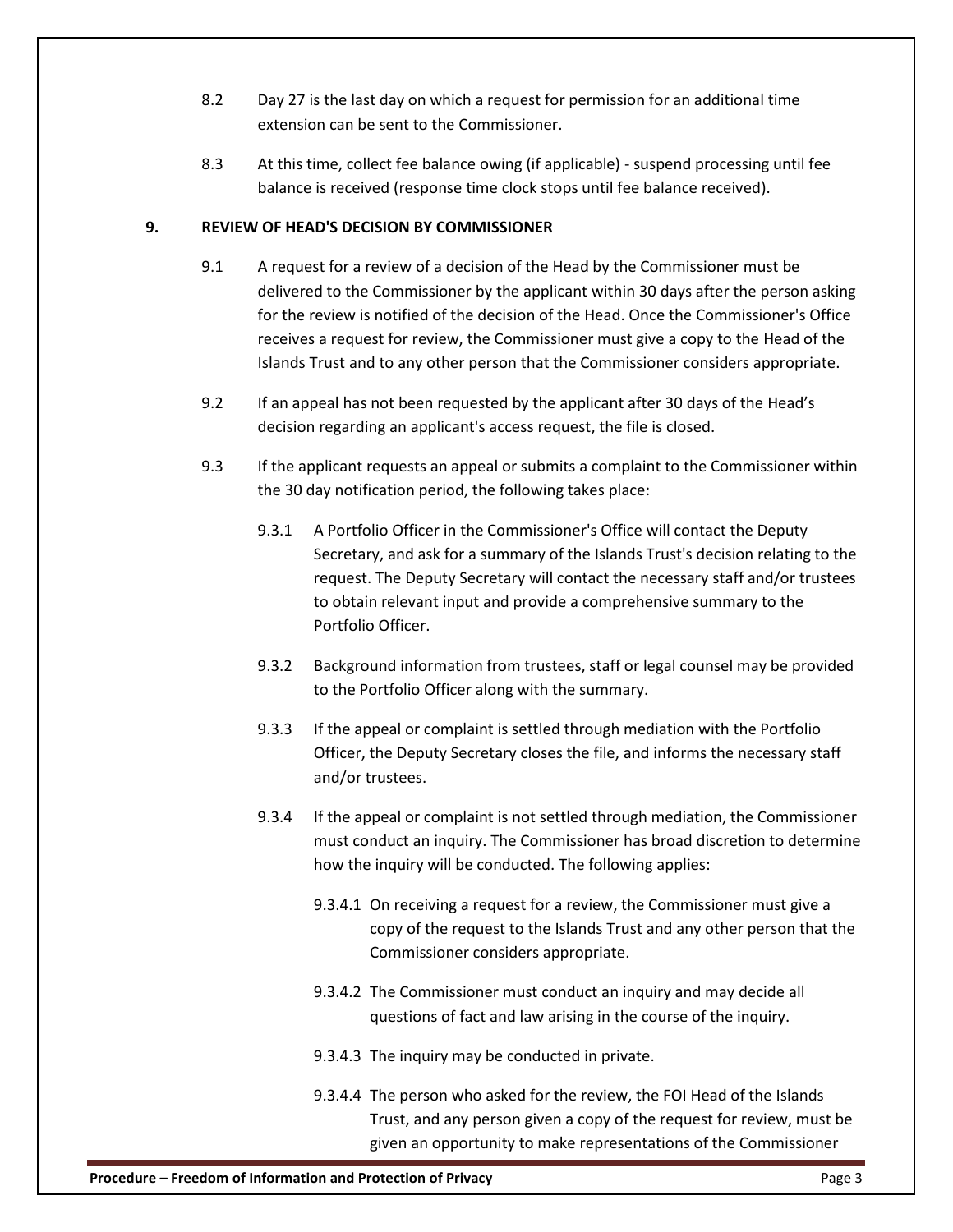8.2 Day 27 is the last day on which a request for permission for an additional time extension can be sent to the Commissioner.

8.3 At this time, collect fee balance owing (if applicable) - suspend processing until fee balance is received (response time clock stops until fee balance received).

## 9. REVIEW OF HEAD'S DECISION BY COMMISSIONER

9.1 A request for a review of a decision of the Head by the Commissioner must be delivered to the Commissioner by the applicant within 30 days after the person asking for the review is notified of the decision of the Head. Once the Commissioner's Office receives a request for review, the Commissioner must give a copy to the Head of the Islands Trust and to any other person that the Commissioner considers appropriate.

9.2 If an appeal has not been requested by the applicant after 30 days of the Head's decision regarding an applicant's access request, the file is closed.

9.3 If the applicant requests an appeal or submits a complaint to the Commissioner within the 30 day notification period, the following takes place:

9.3.1 A Portfolio Officer in the Commissioner's Office will contact the Deputy Secretary, and ask for a summary of the Islands Trust's decision relating to the request. The Deputy Secretary will contact the necessary staff and/or trustees to obtain relevant input and provide a comprehensive summary to the Portfolio Officer.

9.3.2 Background information from trustees, staff or legal counsel may be provided to the Portfolio Officer along with the summary.

9.3.3 If the appeal or complaint is settled through mediation with the Portfolio Officer, the Deputy Secretary closes the file, and informs the necessary staff and/or trustees.

9.3.4 If the appeal or complaint is not settled through mediation, the Commissioner must conduct an inquiry. The Commissioner has broad discretion to determine how the inquiry will be conducted. The following applies:

9.3.4.1 On receiving a request for a review, the Commissioner must give a copy of the request to the Islands Trust and any other person that the Commissioner considers appropriate.

9.3.4.2 The Commissioner must conduct an inquiry and may decide all questions of fact and law arising in the course of the inquiry.

9.3.4.3 The inquiry may be conducted in private.

9.3.4.4 The person who asked for the review, the FOI Head of the Islands Trust, and any person given a copy of the request for review, must be given an opportunity to make representations of the Commissioner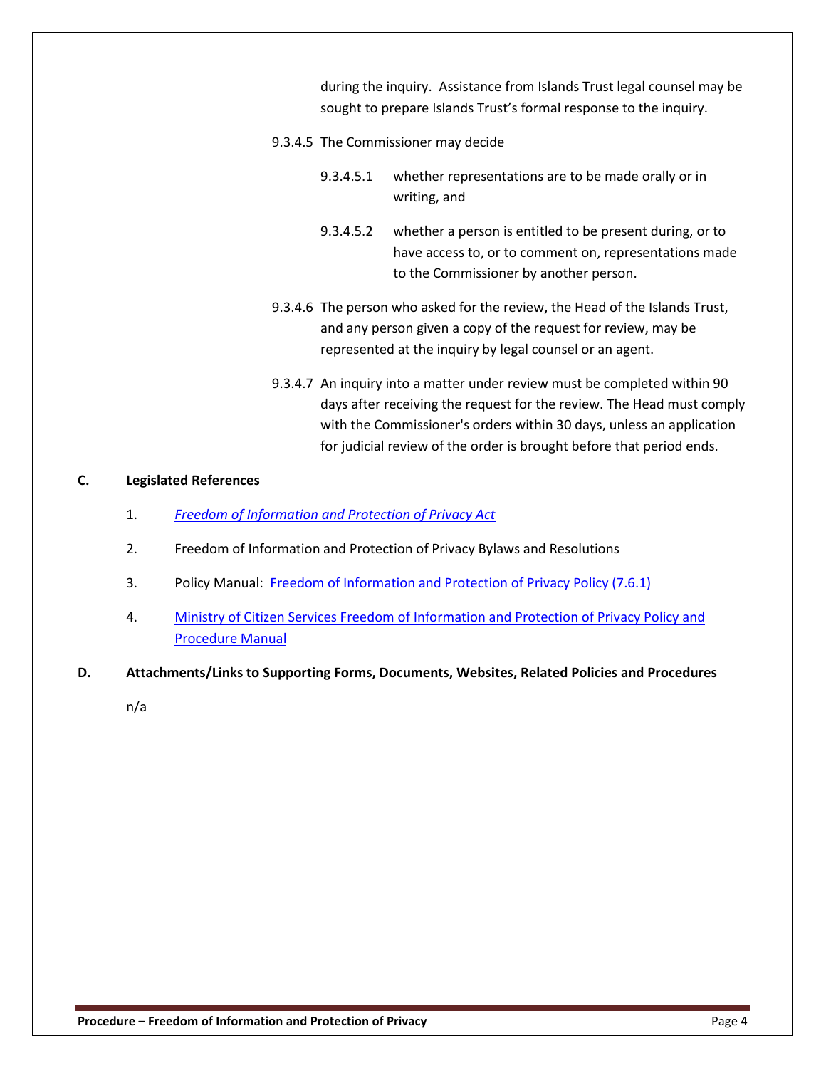during the inquiry. Assistance from Islands Trust legal counsel may be sought to prepare Islands Trust's formal response to the inquiry.

9.3.4.5 The Commissioner may decide

9.3.4.5.1 whether representations are to be made orally or in writing, and

9.3.4.5.2 whether a person is entitled to be present during, or to have access to, or to comment on, representations made to the Commissioner by another person.

9.3.4.6 The person who asked for the review, the Head of the Islands Trust, and any person given a copy of the request for review, may be represented at the inquiry by legal counsel or an agent.

9.3.4.7 An inquiry into a matter under review must be completed within 90 days after receiving the request for the review. The Head must comply with the Commissioner's orders within 30 days, unless an application for judicial review of the order is brought before that period ends.

## C. Legislated References

1. *Freedom of Information and Protection of Privacy Act*
2. Freedom of Information and Protection of Privacy Bylaws and Resolutions
3. Policy Manual: Freedom of Information and Protection of Privacy Policy (7.6.1)
4. Ministry of Citizen Services Freedom of Information and Protection of Privacy Policy and Procedure Manual

## D. Attachments/Links to Supporting Forms, Documents, Websites, Related Policies and Procedures

n/a